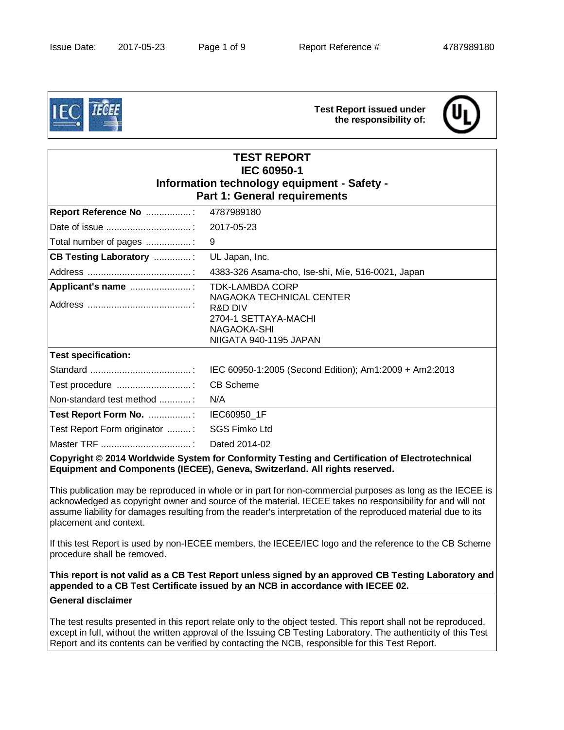Test Report issued under the responsibility of:

# TEST REPORT
# IEC 60950-1
## Information technology equipment - Safety - Part 1: General requirements

| | |
|---|---|
| **Report Reference No** ................. : | 4787989180 |
| Date of issue ................................ : | 2017-05-23 |
| Total number of pages ................. : | 9 |
| **CB Testing Laboratory** .............. : | UL Japan, Inc. |
| Address ....................................... : | 4383-326 Asama-cho, Ise-shi, Mie, 516-0021, Japan |
| **Applicant's name** ....................... : | TDK-LAMBDA CORP |
| Address ....................................... : | NAGAOKA TECHNICAL CENTER<br>R&D DIV<br>2704-1 SETTAYA-MACHI<br>NAGAOKA-SHI<br>NIIGATA 940-1195 JAPAN |
| **Test specification:** | |
| Standard ...................................... : | IEC 60950-1:2005 (Second Edition); Am1:2009 + Am2:2013 |
| Test procedure ............................ : | CB Scheme |
| Non-standard test method ............ : | N/A |
| **Test Report Form No.** ................ : | IEC60950_1F |
| Test Report Form originator ......... : | SGS Fimko Ltd |
| Master TRF .................................. : | Dated 2014-02 |

**Copyright © 2014 Worldwide System for Conformity Testing and Certification of Electrotechnical Equipment and Components (IECEE), Geneva, Switzerland. All rights reserved.**

This publication may be reproduced in whole or in part for non-commercial purposes as long as the IECEE is acknowledged as copyright owner and source of the material. IECEE takes no responsibility for and will not assume liability for damages resulting from the reader's interpretation of the reproduced material due to its placement and context.

If this test Report is used by non-IECEE members, the IECEE/IEC logo and the reference to the CB Scheme procedure shall be removed.

**This report is not valid as a CB Test Report unless signed by an approved CB Testing Laboratory and appended to a CB Test Certificate issued by an NCB in accordance with IECEE 02.**

**General disclaimer**

The test results presented in this report relate only to the object tested. This report shall not be reproduced, except in full, without the written approval of the Issuing CB Testing Laboratory. The authenticity of this Test Report and its contents can be verified by contacting the NCB, responsible for this Test Report.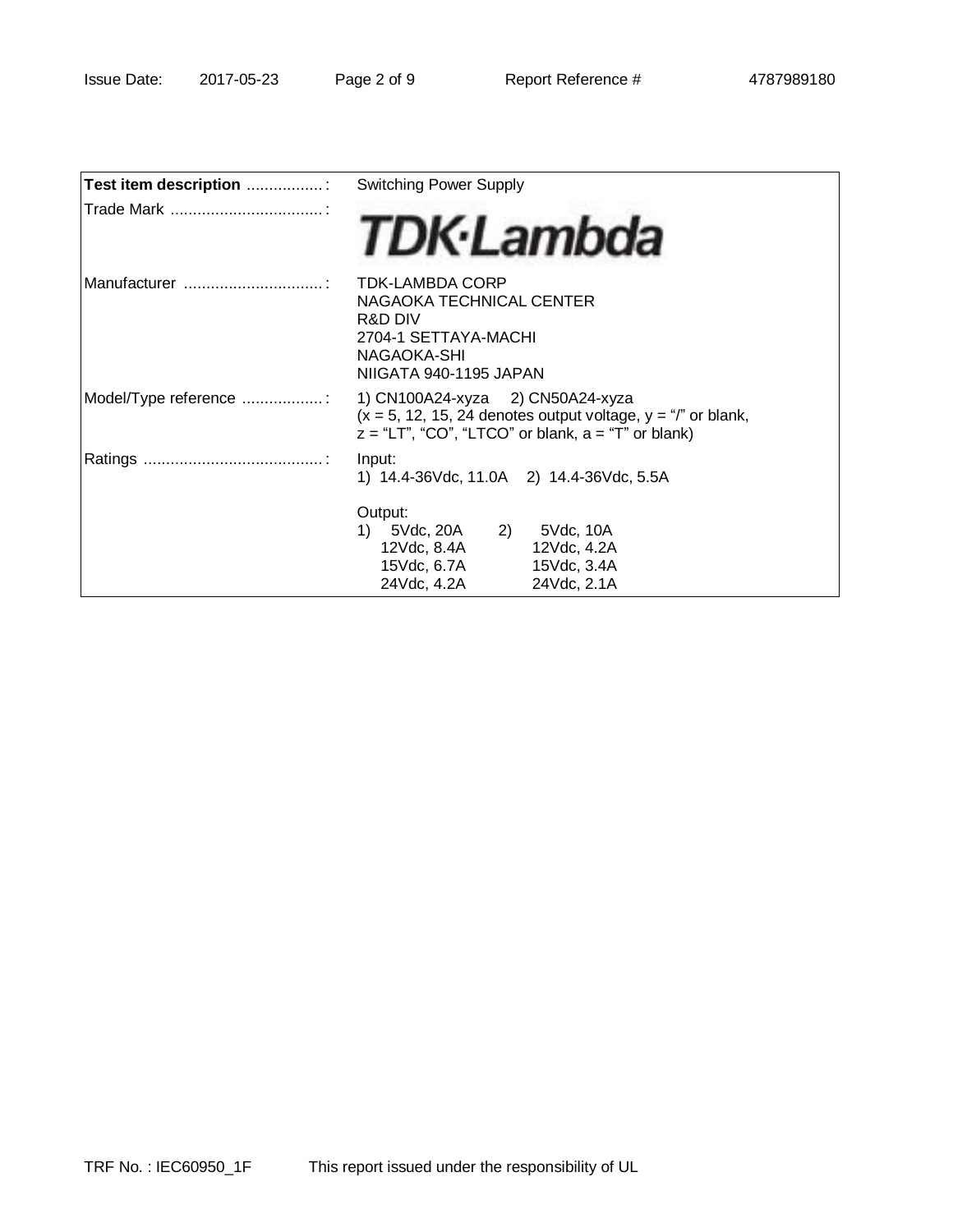| **Test item description** .................: | Switching Power Supply |
|---|---|
| Trade Mark ..................................: | TDK·Lambda |
| Manufacturer ...............................: | TDK-LAMBDA CORP<br>NAGAOKA TECHNICAL CENTER<br>R&D DIV<br>2704-1 SETTAYA-MACHI<br>NAGAOKA-SHI<br>NIIGATA 940-1195 JAPAN |
| Model/Type reference ..................: | 1) CN100A24-xyza 2) CN50A24-xyza<br>(x = 5, 12, 15, 24 denotes output voltage, y = "/" or blank, z = "LT", "CO", "LTCO" or blank, a = "T" or blank) |
| Ratings ........................................: | Input:<br>1) 14.4-36Vdc, 11.0A 2) 14.4-36Vdc, 5.5A<br><br>Output:<br>1) 5Vdc, 20A 2) 5Vdc, 10A<br>12Vdc, 8.4A 12Vdc, 4.2A<br>15Vdc, 6.7A 15Vdc, 3.4A<br>24Vdc, 4.2A 24Vdc, 2.1A |

TRF No. : IEC60950_1F This report issued under the responsibility of UL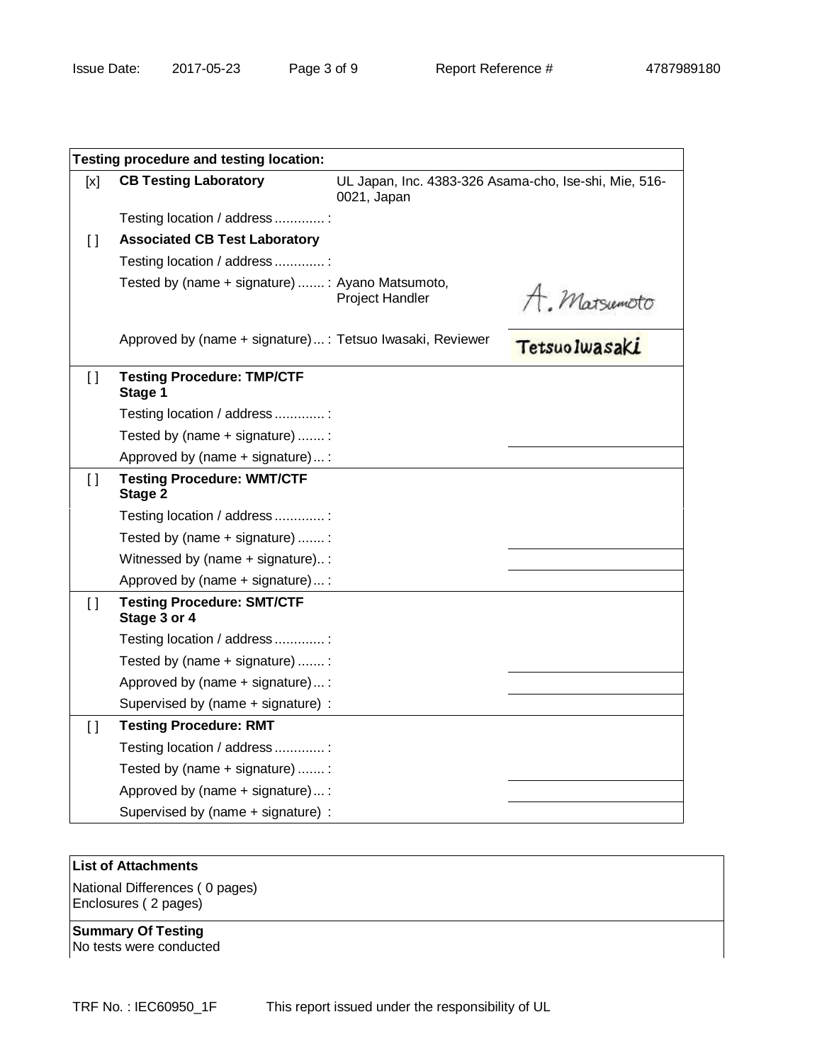| Testing procedure and testing location: | | | |
|---|---|---|---|
| [x] | **CB Testing Laboratory** | UL Japan, Inc. 4383-326 Asama-cho, Ise-shi, Mie, 516-0021, Japan | |
| | Testing location / address ............. : | | |
| [ ] | **Associated CB Test Laboratory** | | |
| | Testing location / address ............. : | | |
| | Tested by (name + signature) ....... : | Ayano Matsumoto, Project Handler | A. Matsumoto |
| | Approved by (name + signature) ... : | Tetsuo Iwasaki, Reviewer | Tetsuo Iwasaki |
| [ ] | **Testing Procedure: TMP/CTF Stage 1** | | |
| | Testing location / address ............. : | | |
| | Tested by (name + signature) ....... : | | |
| | Approved by (name + signature) ... : | | |
| [ ] | **Testing Procedure: WMT/CTF Stage 2** | | |
| | Testing location / address ............. : | | |
| | Tested by (name + signature) ....... : | | |
| | Witnessed by (name + signature).. : | | |
| | Approved by (name + signature) ... : | | |
| [ ] | **Testing Procedure: SMT/CTF Stage 3 or 4** | | |
| | Testing location / address ............. : | | |
| | Tested by (name + signature) ....... : | | |
| | Approved by (name + signature) ... : | | |
| | Supervised by (name + signature) : | | |
| [ ] | **Testing Procedure: RMT** | | |
| | Testing location / address ............. : | | |
| | Tested by (name + signature) ....... : | | |
| | Approved by (name + signature) ... : | | |
| | Supervised by (name + signature) : | | |

**List of Attachments**

National Differences ( 0 pages)
Enclosures ( 2 pages)

**Summary Of Testing**

No tests were conducted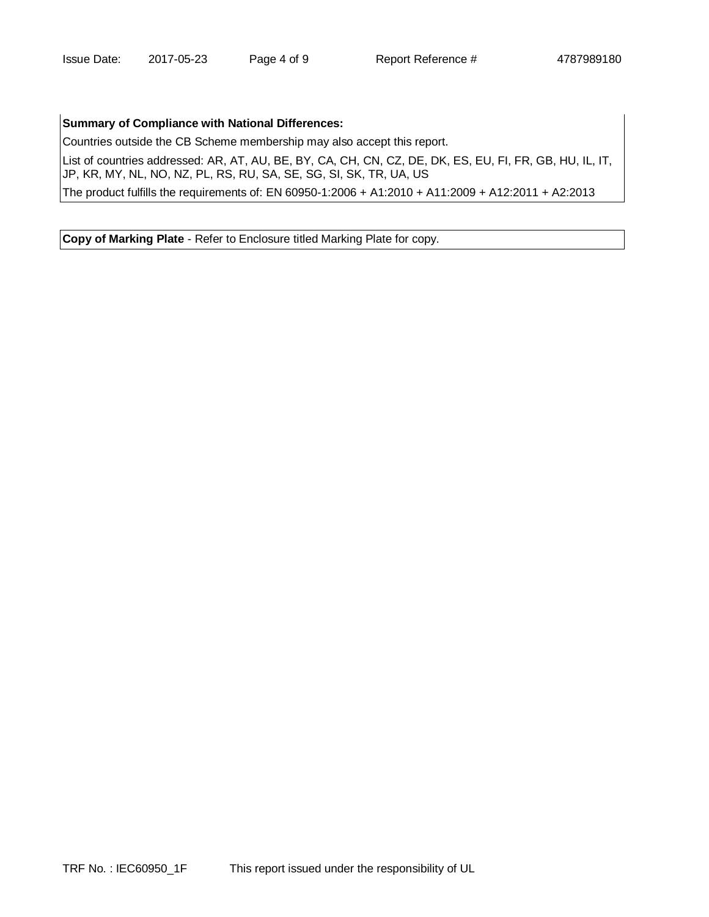**Summary of Compliance with National Differences:**

Countries outside the CB Scheme membership may also accept this report.

List of countries addressed: AR, AT, AU, BE, BY, CA, CH, CN, CZ, DE, DK, ES, EU, FI, FR, GB, HU, IL, IT, JP, KR, MY, NL, NO, NZ, PL, RS, RU, SA, SE, SG, SI, SK, TR, UA, US

The product fulfills the requirements of: EN 60950-1:2006 + A1:2010 + A11:2009 + A12:2011 + A2:2013

**Copy of Marking Plate** - Refer to Enclosure titled Marking Plate for copy.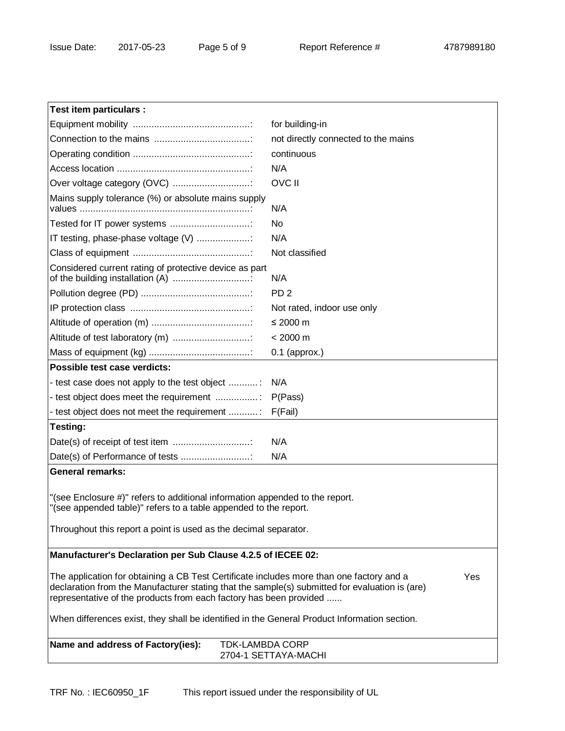| Test item particulars : | |
|---|---|
| Equipment mobility ............................................: | for building-in |
| Connection to the mains ....................................: | not directly connected to the mains |
| Operating condition ............................................: | continuous |
| Access location ..................................................: | N/A |
| Over voltage category (OVC) .............................: | OVC II |
| Mains supply tolerance (%) or absolute mains supply values ................................................................: | N/A |
| Tested for IT power systems ..............................: | No |
| IT testing, phase-phase voltage (V) ....................: | N/A |
| Class of equipment ............................................: | Not classified |
| Considered current rating of protective device as part of the building installation (A) .............................: | N/A |
| Pollution degree (PD) .........................................: | PD 2 |
| IP protection class .............................................: | Not rated, indoor use only |
| Altitude of operation (m) .....................................: | ≤ 2000 m |
| Altitude of test laboratory (m) .............................: | < 2000 m |
| Mass of equipment (kg) ......................................: | 0.1 (approx.) |
| **Possible test case verdicts:** | |
| - test case does not apply to the test object ...........: | N/A |
| - test object does meet the requirement ................: | P(Pass) |
| - test object does not meet the requirement ...........: | F(Fail) |
| **Testing:** | |
| Date(s) of receipt of test item .............................: | N/A |
| Date(s) of Performance of tests ..........................: | N/A |

**General remarks:**

"(see Enclosure #)" refers to additional information appended to the report.
"(see appended table)" refers to a table appended to the report.

Throughout this report a point is used as the decimal separator.

**Manufacturer's Declaration per Sub Clause 4.2.5 of IECEE 02:**

The application for obtaining a CB Test Certificate includes more than one factory and a declaration from the Manufacturer stating that the sample(s) submitted for evaluation is (are) representative of the products from each factory has been provided ...... Yes

When differences exist, they shall be identified in the General Product Information section.

**Name and address of Factory(ies):** TDK-LAMBDA CORP
2704-1 SETTAYA-MACHI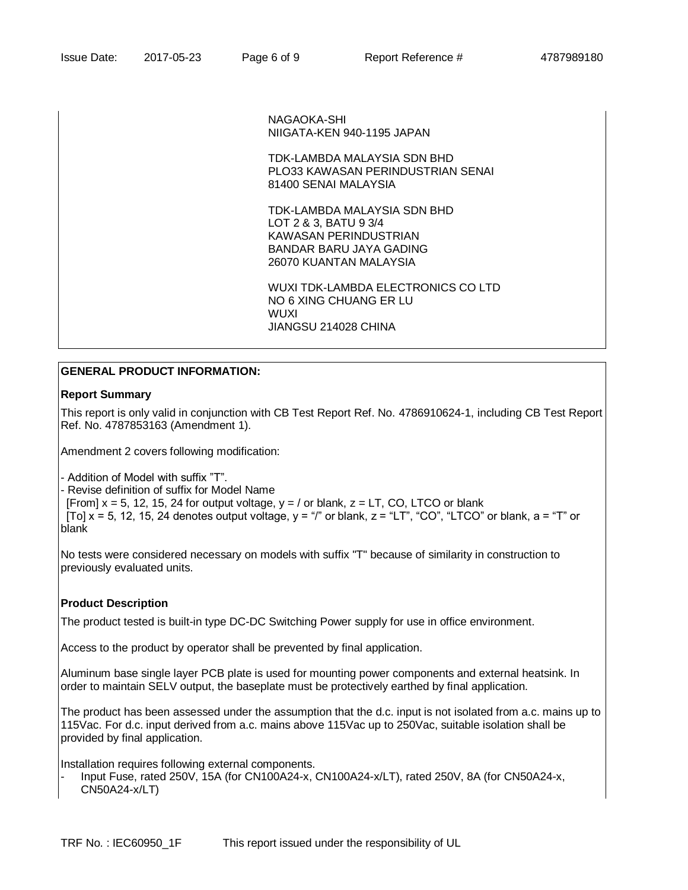NAGAOKA-SHI
NIIGATA-KEN 940-1195 JAPAN

TDK-LAMBDA MALAYSIA SDN BHD
PLO33 KAWASAN PERINDUSTRIAN SENAI
81400 SENAI MALAYSIA

TDK-LAMBDA MALAYSIA SDN BHD
LOT 2 & 3, BATU 9 3/4
KAWASAN PERINDUSTRIAN
BANDAR BARU JAYA GADING
26070 KUANTAN MALAYSIA

WUXI TDK-LAMBDA ELECTRONICS CO LTD
NO 6 XING CHUANG ER LU
WUXI
JIANGSU 214028 CHINA

**GENERAL PRODUCT INFORMATION:**

**Report Summary**

This report is only valid in conjunction with CB Test Report Ref. No. 4786910624-1, including CB Test Report Ref. No. 4787853163 (Amendment 1).

Amendment 2 covers following modification:

- Addition of Model with suffix "T".
- Revise definition of suffix for Model Name
  [From] x = 5, 12, 15, 24 for output voltage, y = / or blank, z = LT, CO, LTCO or blank
  [To] x = 5, 12, 15, 24 denotes output voltage, y = "/" or blank, z = "LT", "CO", "LTCO" or blank, a = "T" or blank

No tests were considered necessary on models with suffix "T" because of similarity in construction to previously evaluated units.

**Product Description**

The product tested is built-in type DC-DC Switching Power supply for use in office environment.

Access to the product by operator shall be prevented by final application.

Aluminum base single layer PCB plate is used for mounting power components and external heatsink. In order to maintain SELV output, the baseplate must be protectively earthed by final application.

The product has been assessed under the assumption that the d.c. input is not isolated from a.c. mains up to 115Vac. For d.c. input derived from a.c. mains above 115Vac up to 250Vac, suitable isolation shall be provided by final application.

Installation requires following external components.

- Input Fuse, rated 250V, 15A (for CN100A24-x, CN100A24-x/LT), rated 250V, 8A (for CN50A24-x, CN50A24-x/LT)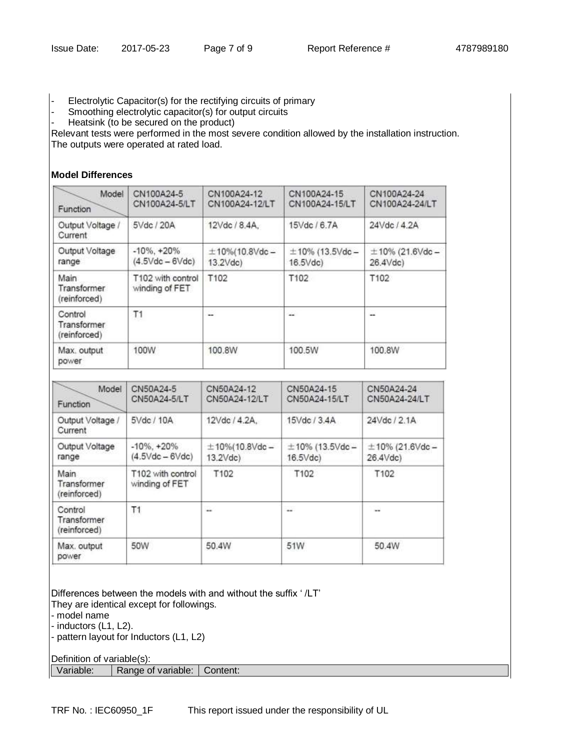- Electrolytic Capacitor(s) for the rectifying circuits of primary
- Smoothing electrolytic capacitor(s) for output circuits
- Heatsink (to be secured on the product)

Relevant tests were performed in the most severe condition allowed by the installation instruction.
The outputs were operated at rated load.

**Model Differences**

| Function \ Model | CN100A24-5<br>CN100A24-5/LT | CN100A24-12<br>CN100A24-12/LT | CN100A24-15<br>CN100A24-15/LT | CN100A24-24<br>CN100A24-24/LT |
|---|---|---|---|---|
| Output Voltage / Current | 5Vdc / 20A | 12Vdc / 8.4A, | 15Vdc / 6.7A | 24Vdc / 4.2A |
| Output Voltage range | -10%, +20%<br>(4.5Vdc – 6Vdc) | ±10%(10.8Vdc – 13.2Vdc) | ±10% (13.5Vdc – 16.5Vdc) | ±10% (21.6Vdc – 26.4Vdc) |
| Main Transformer (reinforced) | T102 with control winding of FET | T102 | T102 | T102 |
| Control Transformer (reinforced) | T1 | -- | -- | -- |
| Max. output power | 100W | 100.8W | 100.5W | 100.8W |

| Function \ Model | CN50A24-5<br>CN50A24-5/LT | CN50A24-12<br>CN50A24-12/LT | CN50A24-15<br>CN50A24-15/LT | CN50A24-24<br>CN50A24-24/LT |
|---|---|---|---|---|
| Output Voltage / Current | 5Vdc / 10A | 12Vdc / 4.2A, | 15Vdc / 3.4A | 24Vdc / 2.1A |
| Output Voltage range | -10%, +20%<br>(4.5Vdc – 6Vdc) | ±10%(10.8Vdc – 13.2Vdc) | ±10% (13.5Vdc – 16.5Vdc) | ±10% (21.6Vdc – 26.4Vdc) |
| Main Transformer (reinforced) | T102 with control winding of FET | T102 | T102 | T102 |
| Control Transformer (reinforced) | T1 | -- | -- | -- |
| Max. output power | 50W | 50.4W | 51W | 50.4W |

Differences between the models with and without the suffix ' /LT'
They are identical except for followings.
- model name
- inductors (L1, L2).
- pattern layout for Inductors (L1, L2)

Definition of variable(s):

| Variable: | Range of variable: | Content: |
|---|---|---|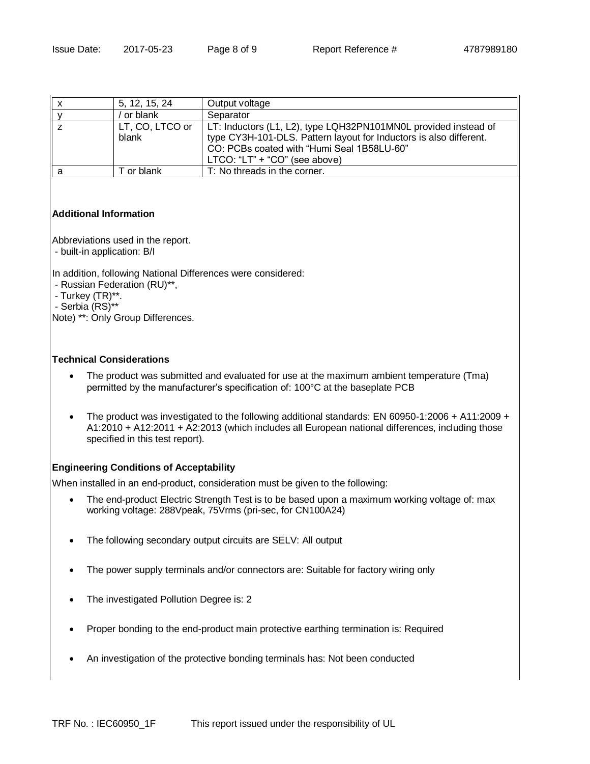| x | 5, 12, 15, 24 | Output voltage |
|---|---|---|
| y | / or blank | Separator |
| z | LT, CO, LTCO or blank | LT: Inductors (L1, L2), type LQH32PN101MN0L provided instead of type CY3H-101-DLS. Pattern layout for Inductors is also different. CO: PCBs coated with "Humi Seal 1B58LU-60" LTCO: "LT" + "CO" (see above) |
| a | T or blank | T: No threads in the corner. |

**Additional Information**

Abbreviations used in the report.
- built-in application: B/I

In addition, following National Differences were considered:
- Russian Federation (RU)**,
- Turkey (TR)**.
- Serbia (RS)**

Note) **: Only Group Differences.

**Technical Considerations**

- The product was submitted and evaluated for use at the maximum ambient temperature (Tma) permitted by the manufacturer's specification of: 100°C at the baseplate PCB
- The product was investigated to the following additional standards: EN 60950-1:2006 + A11:2009 + A1:2010 + A12:2011 + A2:2013 (which includes all European national differences, including those specified in this test report).

**Engineering Conditions of Acceptability**

When installed in an end-product, consideration must be given to the following:

- The end-product Electric Strength Test is to be based upon a maximum working voltage of: max working voltage: 288Vpeak, 75Vrms (pri-sec, for CN100A24)
- The following secondary output circuits are SELV: All output
- The power supply terminals and/or connectors are: Suitable for factory wiring only
- The investigated Pollution Degree is: 2
- Proper bonding to the end-product main protective earthing termination is: Required
- An investigation of the protective bonding terminals has: Not been conducted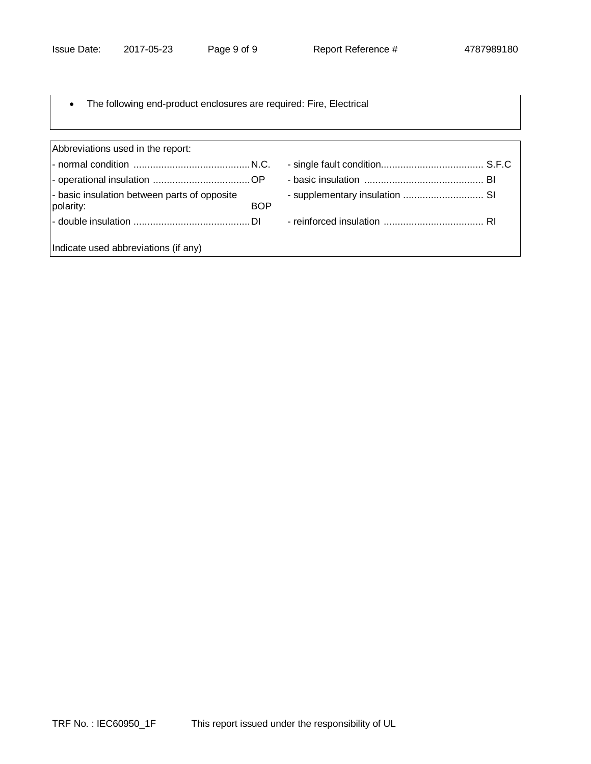- The following end-product enclosures are required: Fire, Electrical

| Abbreviations used in the report: | | | |
|---|---|---|---|
| - normal condition .......................................... | N.C. | - single fault condition..................................... | S.F.C |
| - operational insulation .................................... | OP | - basic insulation ........................................... | BI |
| - basic insulation between parts of opposite polarity: | BOP | - supplementary insulation ............................. | SI |
| - double insulation .......................................... | DI | - reinforced insulation .................................... | RI |
| Indicate used abbreviations (if any) | | | |